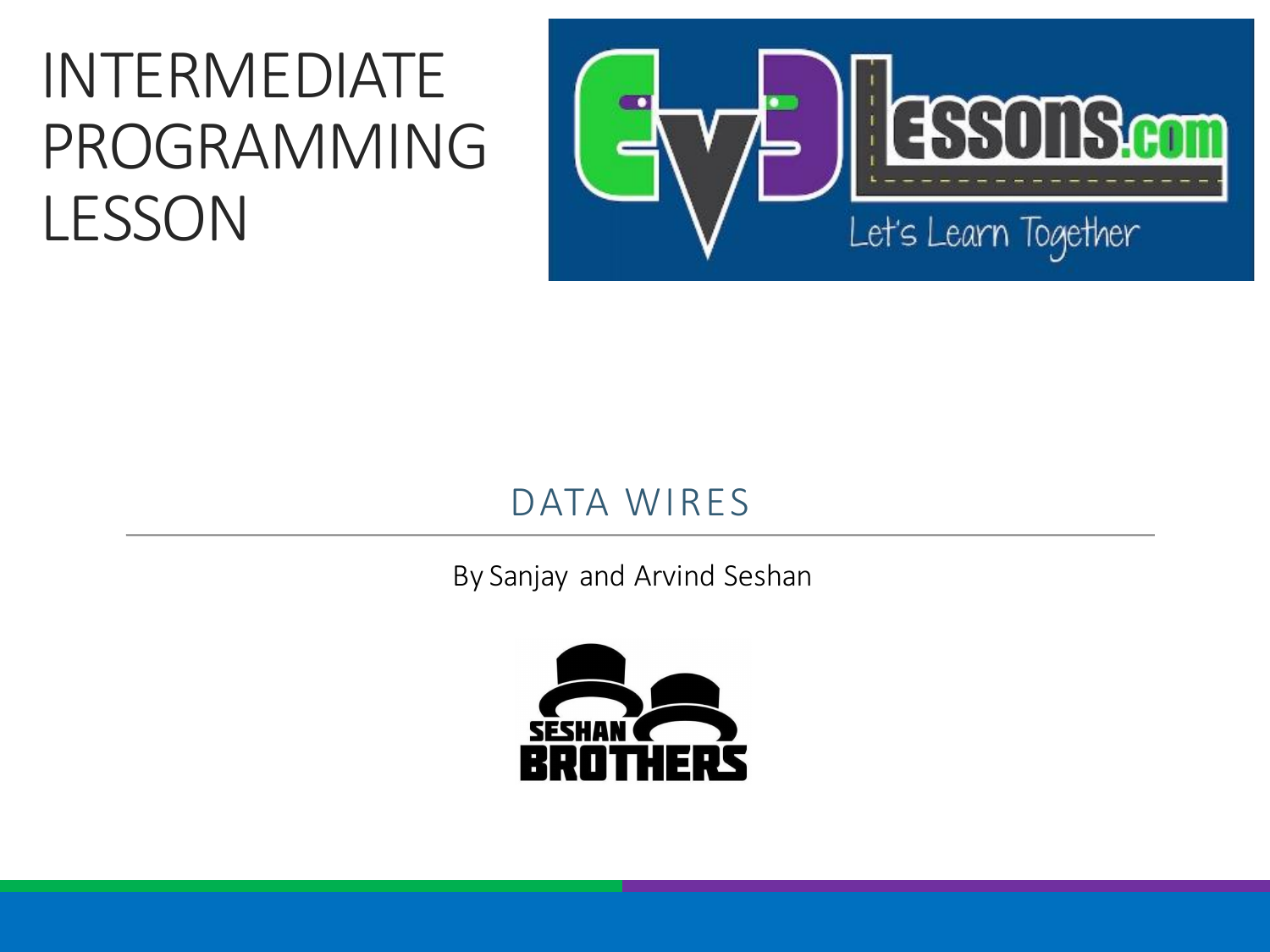# INTERMEDIATE PROGRAMMING LESSON

## DATA WIRES

By Sanjay and Arvind Seshan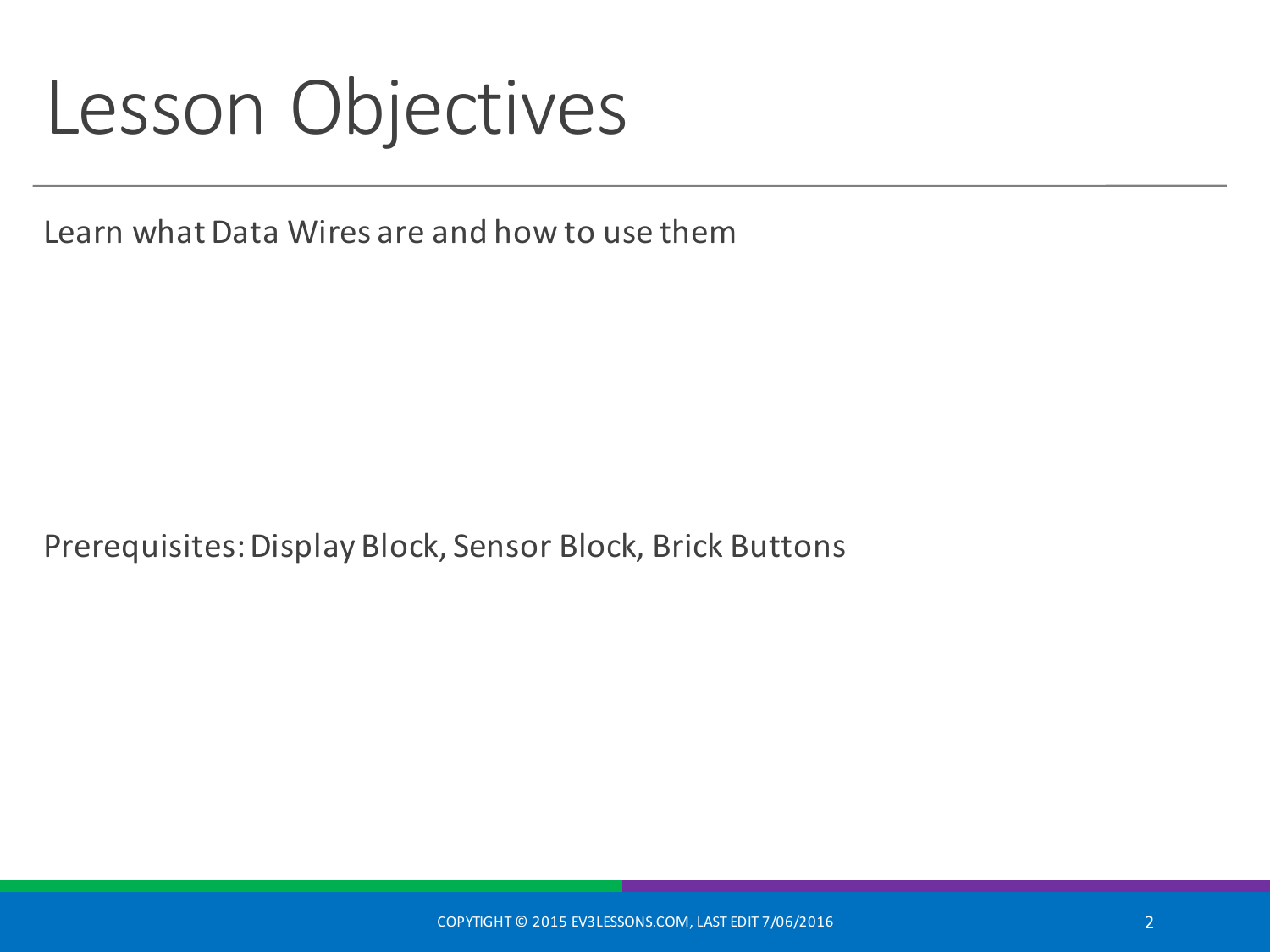# Lesson Objectives

Learn what Data Wires are and how to use them

Prerequisites: Display Block, Sensor Block, Brick Buttons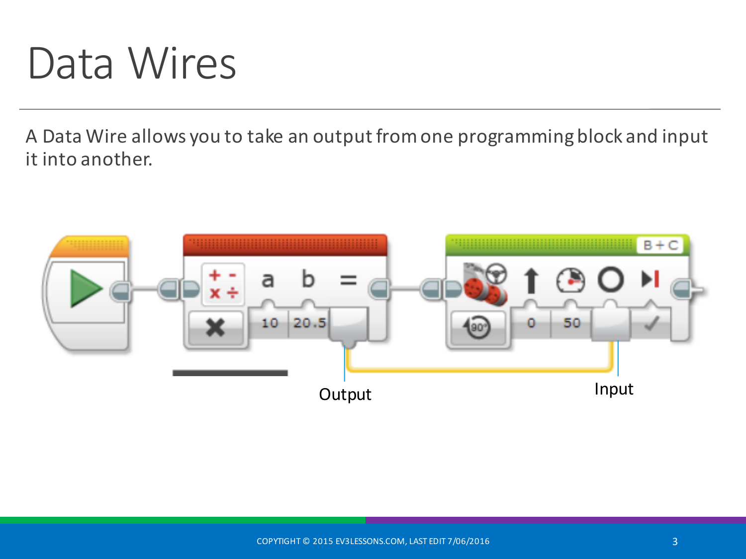# Data Wires

A Data Wire allows you to take an output from one programming block and input it into another.

Output

Input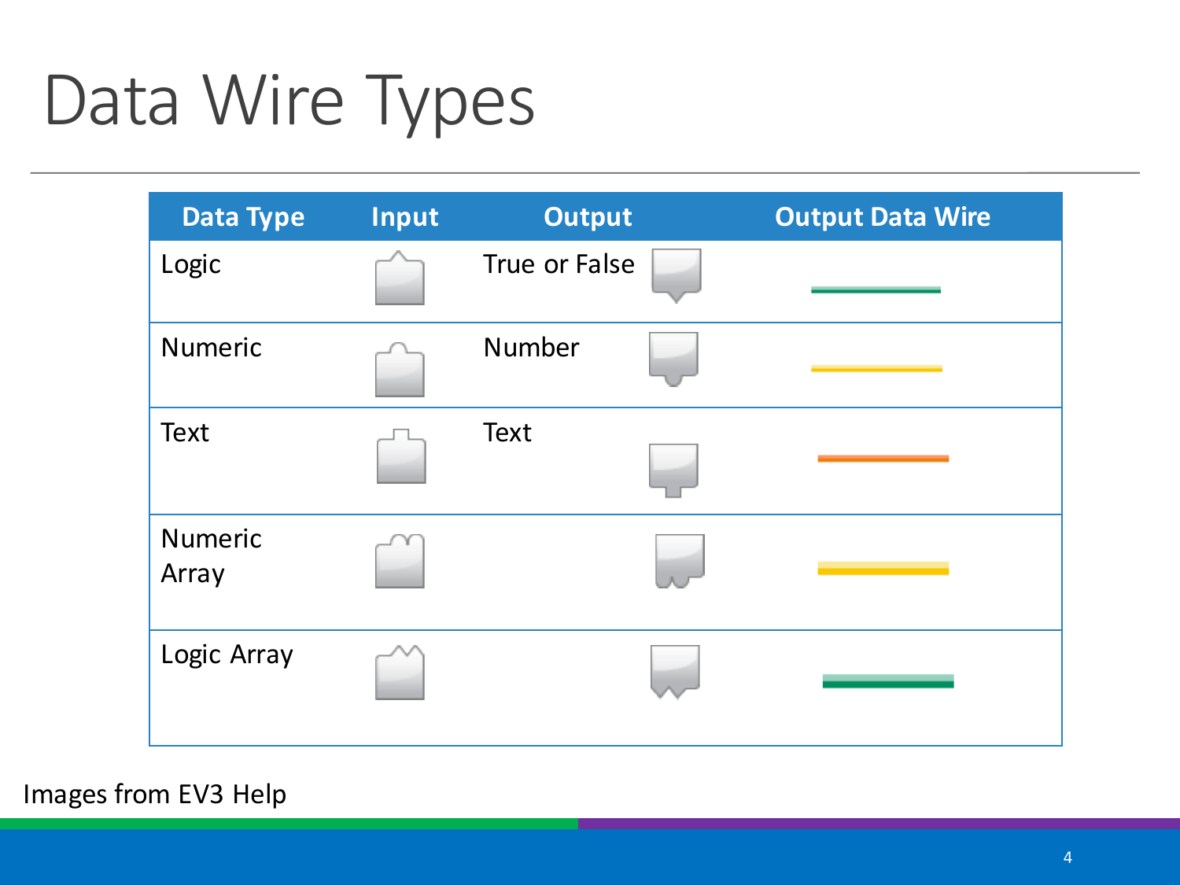# Data Wire Types

| Data Type | Input | Output | Output Data Wire |
|---|---|---|---|
| Logic | | True or False | |
| Numeric | | Number | |
| Text | | Text | |
| Numeric Array | | | |
| Logic Array | | | |

Images from EV3 Help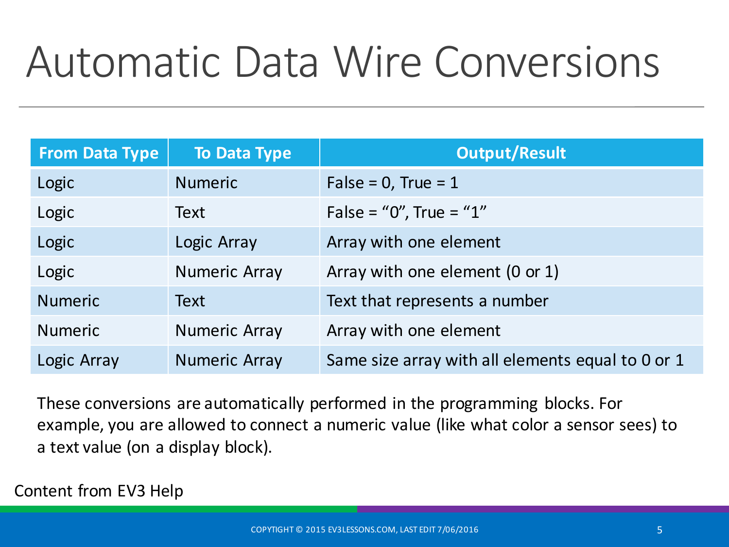# Automatic Data Wire Conversions

| From Data Type | To Data Type | Output/Result |
|---|---|---|
| Logic | Numeric | False = 0, True = 1 |
| Logic | Text | False = “0”, True = “1” |
| Logic | Logic Array | Array with one element |
| Logic | Numeric Array | Array with one element (0 or 1) |
| Numeric | Text | Text that represents a number |
| Numeric | Numeric Array | Array with one element |
| Logic Array | Numeric Array | Same size array with all elements equal to 0 or 1 |

These conversions are automatically performed in the programming blocks. For example, you are allowed to connect a numeric value (like what color a sensor sees) to a text value (on a display block).

Content from EV3 Help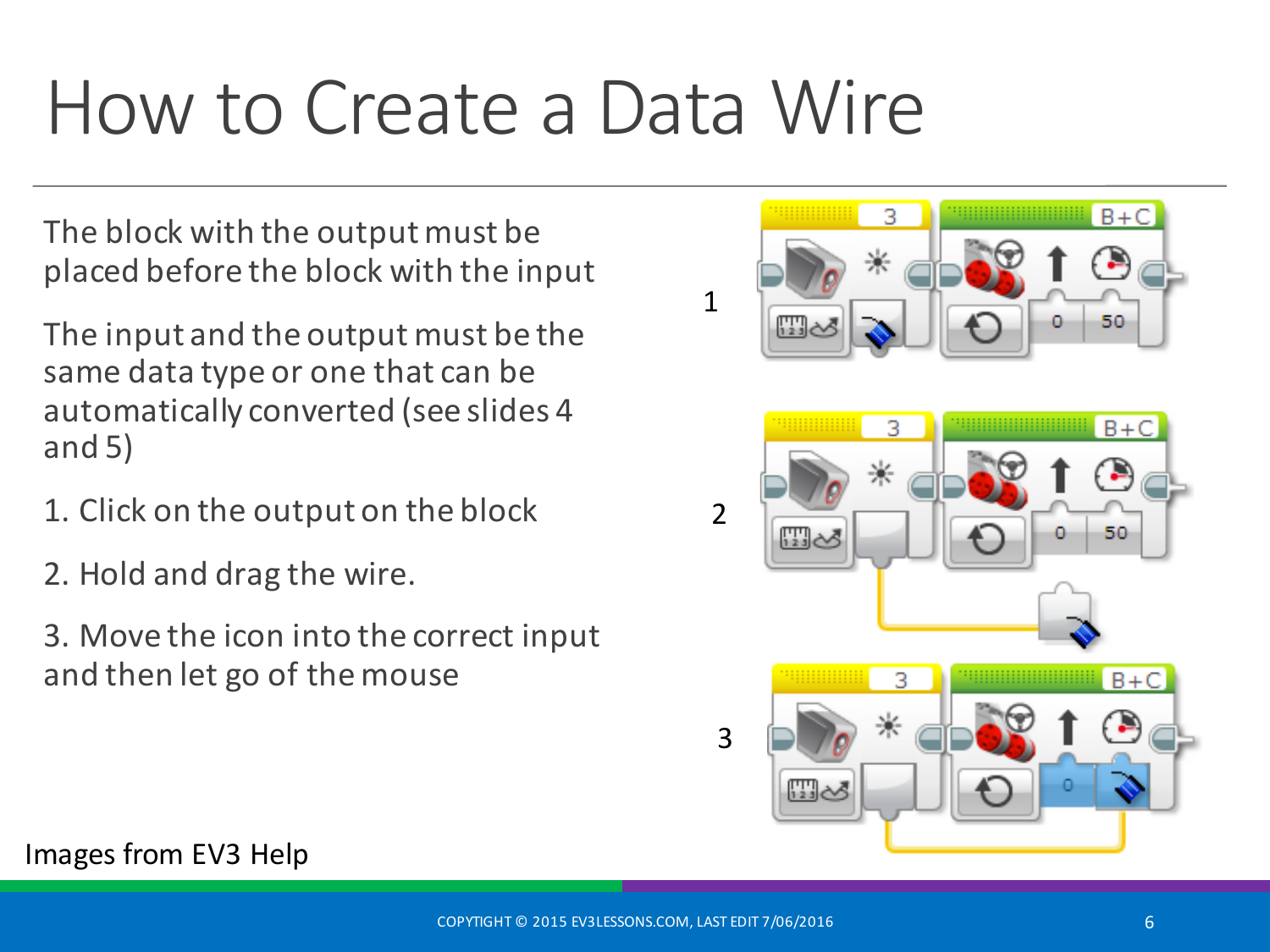# How to Create a Data Wire

The block with the output must be placed before the block with the input

The input and the output must be the same data type or one that can be automatically converted (see slides 4 and 5)

1. Click on the output on the block

2. Hold and drag the wire.

3. Move the icon into the correct input and then let go of the mouse

Images from EV3 Help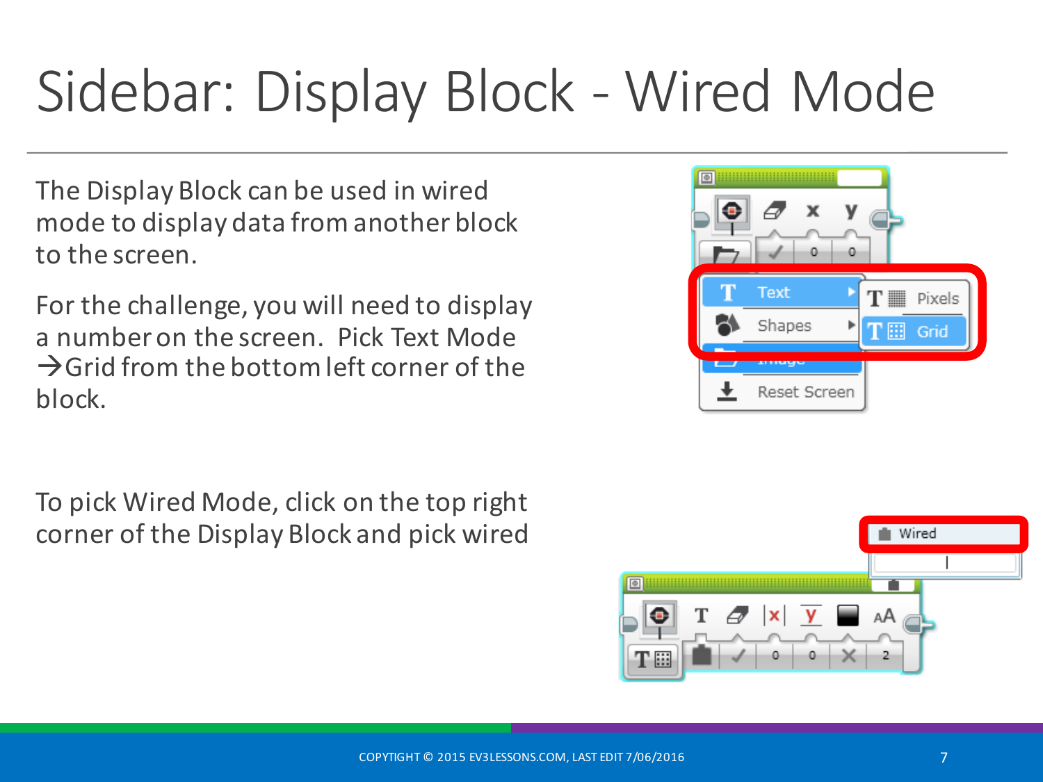# Sidebar: Display Block - Wired Mode

The Display Block can be used in wired mode to display data from another block to the screen.

For the challenge, you will need to display a number on the screen. Pick Text Mode →Grid from the bottom left corner of the block.

To pick Wired Mode, click on the top right corner of the Display Block and pick wired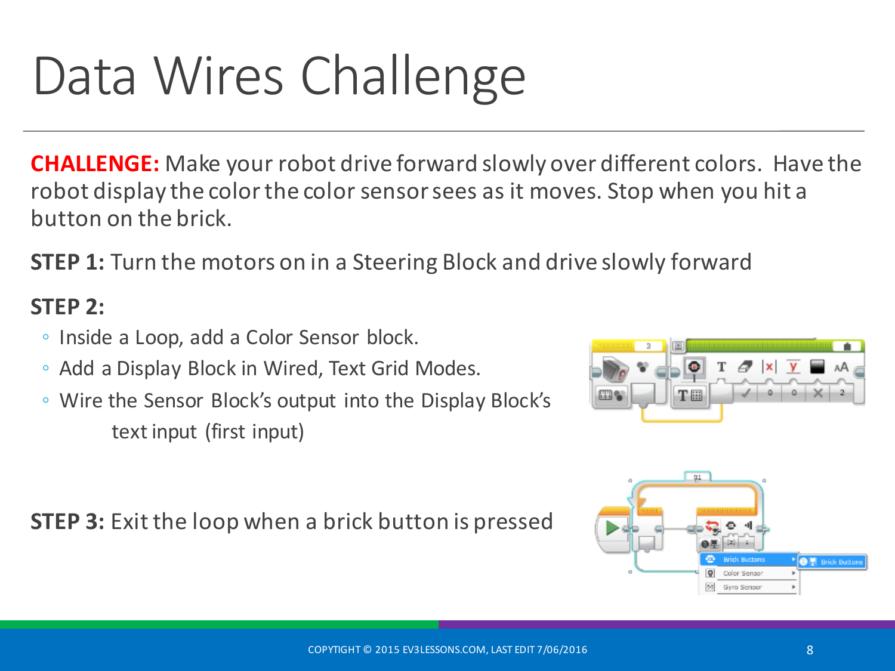# Data Wires Challenge

**CHALLENGE:** Make your robot drive forward slowly over different colors. Have the robot display the color the color sensor sees as it moves. Stop when you hit a button on the brick.

**STEP 1:** Turn the motors on in a Steering Block and drive slowly forward

**STEP 2:**

- Inside a Loop, add a Color Sensor block.
- Add a Display Block in Wired, Text Grid Modes.
- Wire the Sensor Block's output into the Display Block's text input (first input)

**STEP 3:** Exit the loop when a brick button is pressed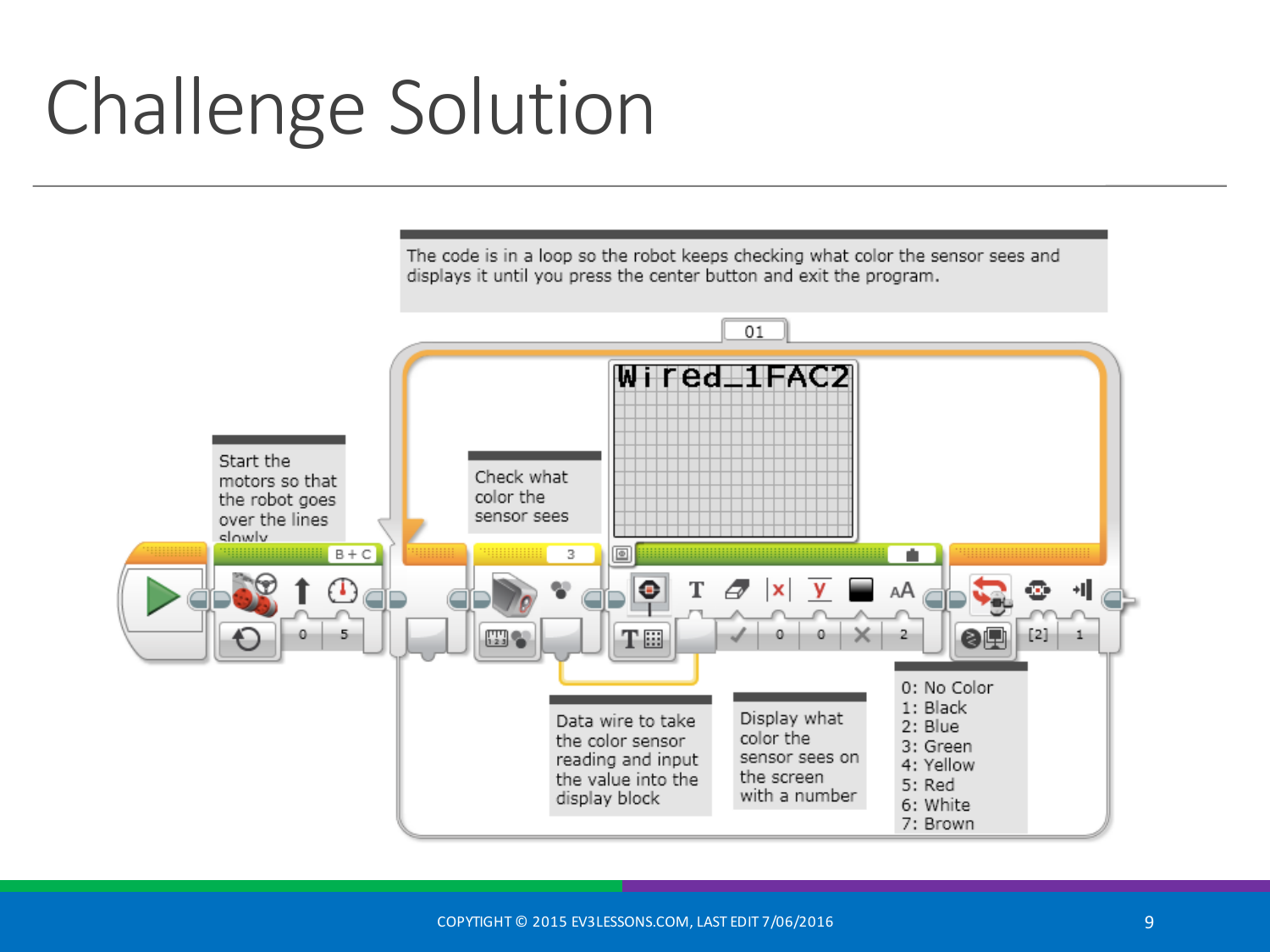# Challenge Solution

The code is in a loop so the robot keeps checking what color the sensor sees and displays it until you press the center button and exit the program.

Start the motors so that the robot goes over the lines slowly

Check what color the sensor sees

Data wire to take the color sensor reading and input the value into the display block

Display what color the sensor sees on the screen with a number

0: No Color
1: Black
2: Blue
3: Green
4: Yellow
5: Red
6: White
7: Brown

COPYTIGHT © 2015 EV3LESSONS.COM, LAST EDIT 7/06/2016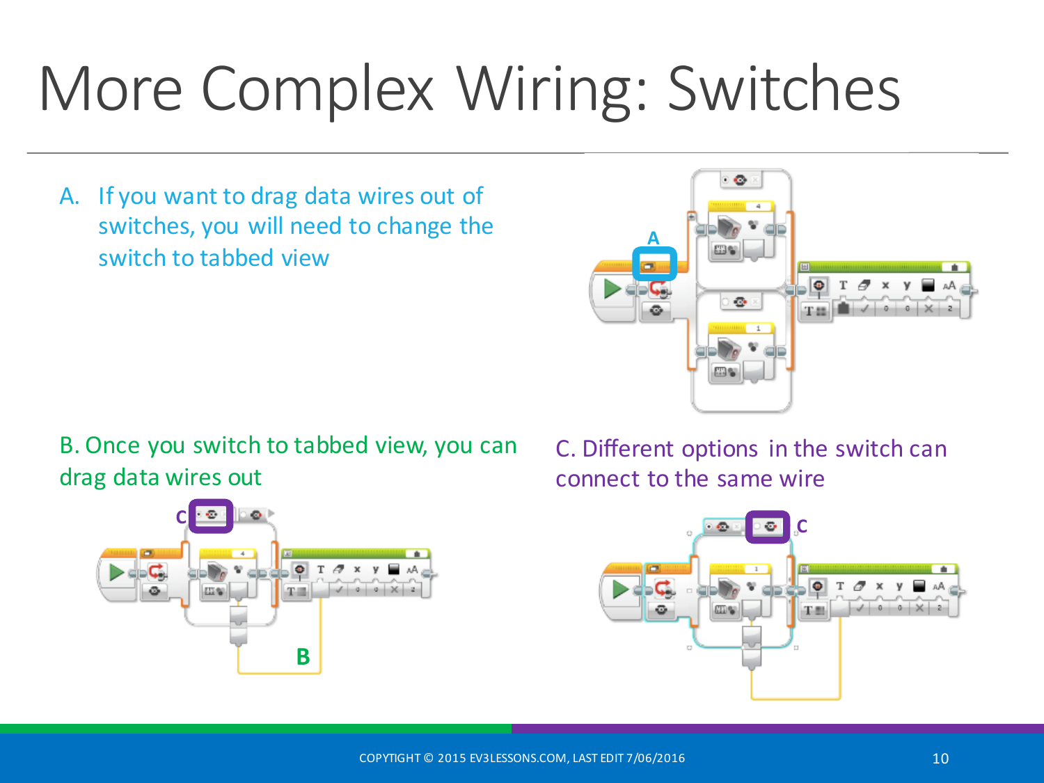# More Complex Wiring: Switches

A. If you want to drag data wires out of switches, you will need to change the switch to tabbed view

B. Once you switch to tabbed view, you can drag data wires out

C. Different options in the switch can connect to the same wire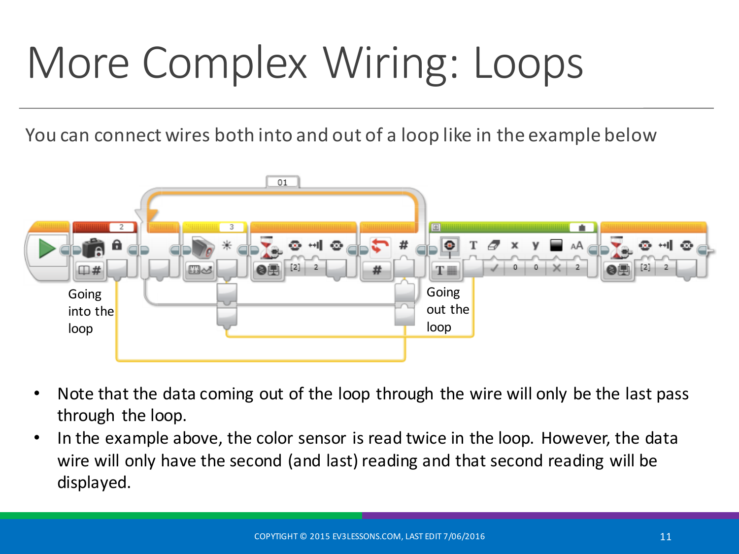# More Complex Wiring: Loops

You can connect wires both into and out of a loop like in the example below

Going into the loop

Going out the loop

- Note that the data coming out of the loop through the wire will only be the last pass through the loop.
- In the example above, the color sensor is read twice in the loop. However, the data wire will only have the second (and last) reading and that second reading will be displayed.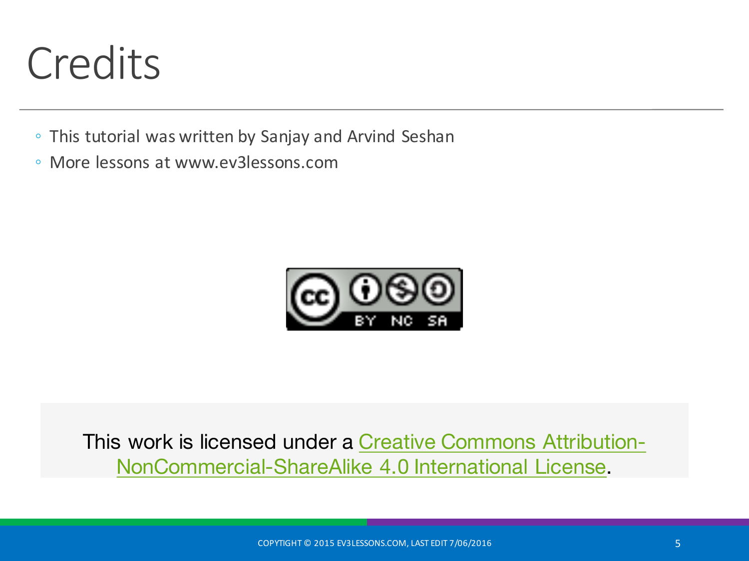# Credits

- This tutorial was written by Sanjay and Arvind Seshan
- More lessons at www.ev3lessons.com

This work is licensed under a Creative Commons Attribution-NonCommercial-ShareAlike 4.0 International License.